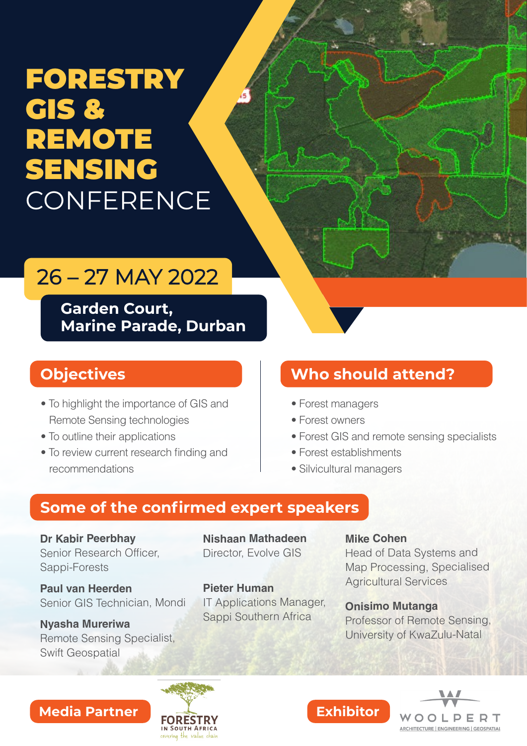# FORESTRY GIS & REMOTE SENSING CONFERENCE

## 26 – 27 MAY 2022

**Garden Court, Marine Parade, Durban**

## Objectives

- To highlight the importance of GIS and Remote Sensing technologies
- To outline their applications
- To review current research finding and recommendations

## Who should attend?

- Forest managers
- Forest owners
- Forest GIS and remote sensing specialists
- Forest establishments
- Silvicultural managers

## Some of the confirmed expert speakers

**Dr Kabir Peerbhay**
Senior Research Officer, Sappi-Forests

**Paul van Heerden**
Senior GIS Technician, Mondi

**Nyasha Mureriwa**
Remote Sensing Specialist, Swift Geospatial

**Nishaan Mathadeen**
Director, Evolve GIS

**Pieter Human**
IT Applications Manager, Sappi Southern Africa

**Mike Cohen**
Head of Data Systems and Map Processing, Specialised Agricultural Services

**Onisimo Mutanga**
Professor of Remote Sensing, University of KwaZulu-Natal

**Media Partner**

FORESTRY IN SOUTH AFRICA – covering the value chain

**Exhibitor**

WOOLPERT – ARCHITECTURE | ENGINEERING | GEOSPATIAL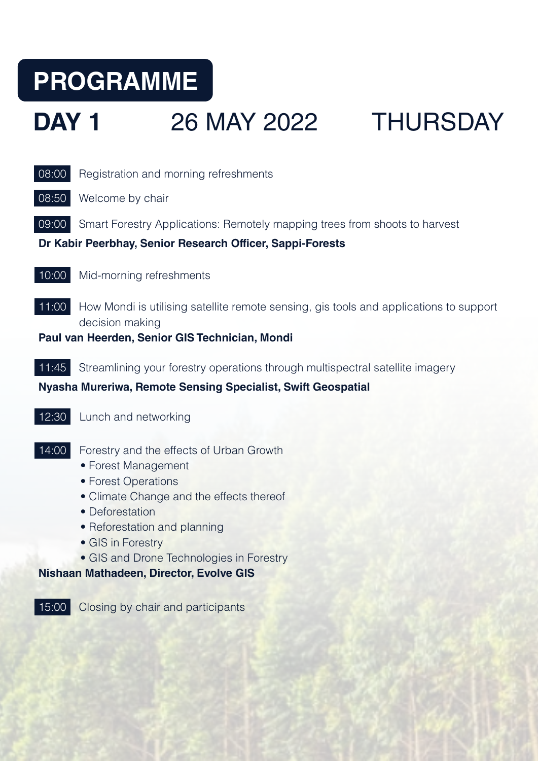# PROGRAMME

## DAY 1 26 MAY 2022 THURSDAY

08:00 Registration and morning refreshments

08:50 Welcome by chair

09:00 Smart Forestry Applications: Remotely mapping trees from shoots to harvest

**Dr Kabir Peerbhay, Senior Research Officer, Sappi-Forests**

10:00 Mid-morning refreshments

11:00 How Mondi is utilising satellite remote sensing, gis tools and applications to support decision making

**Paul van Heerden, Senior GIS Technician, Mondi**

11:45 Streamlining your forestry operations through multispectral satellite imagery

**Nyasha Mureriwa, Remote Sensing Specialist, Swift Geospatial**

12:30 Lunch and networking

14:00 Forestry and the effects of Urban Growth

- Forest Management
- Forest Operations
- Climate Change and the effects thereof
- Deforestation
- Reforestation and planning
- GIS in Forestry
- GIS and Drone Technologies in Forestry

**Nishaan Mathadeen, Director, Evolve GIS**

15:00 Closing by chair and participants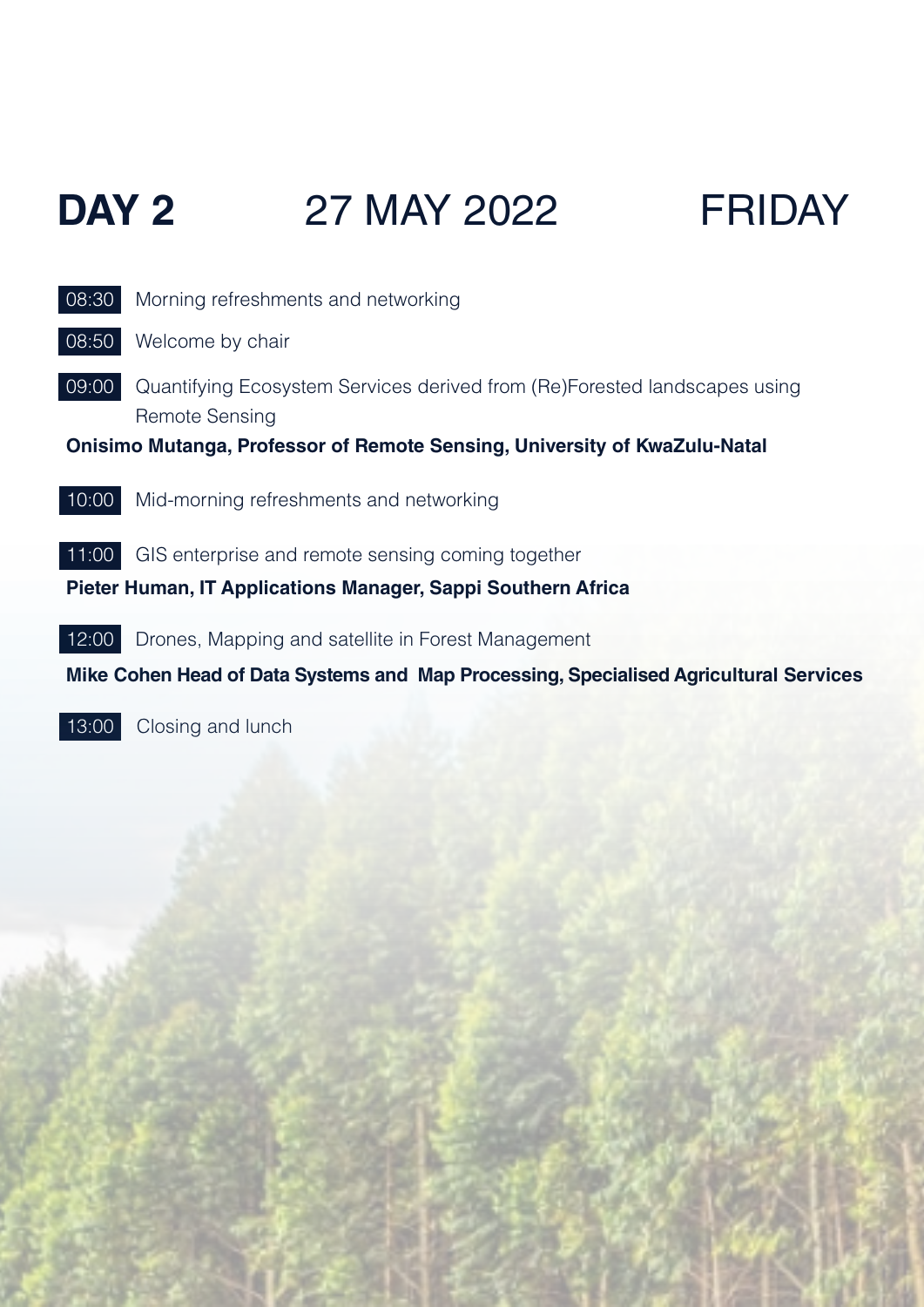# DAY 2 27 MAY 2022 FRIDAY

08:30 Morning refreshments and networking

08:50 Welcome by chair

09:00 Quantifying Ecosystem Services derived from (Re)Forested landscapes using Remote Sensing

**Onisimo Mutanga, Professor of Remote Sensing, University of KwaZulu-Natal**

10:00 Mid-morning refreshments and networking

11:00 GIS enterprise and remote sensing coming together

**Pieter Human, IT Applications Manager, Sappi Southern Africa**

12:00 Drones, Mapping and satellite in Forest Management

**Mike Cohen Head of Data Systems and Map Processing, Specialised Agricultural Services**

13:00 Closing and lunch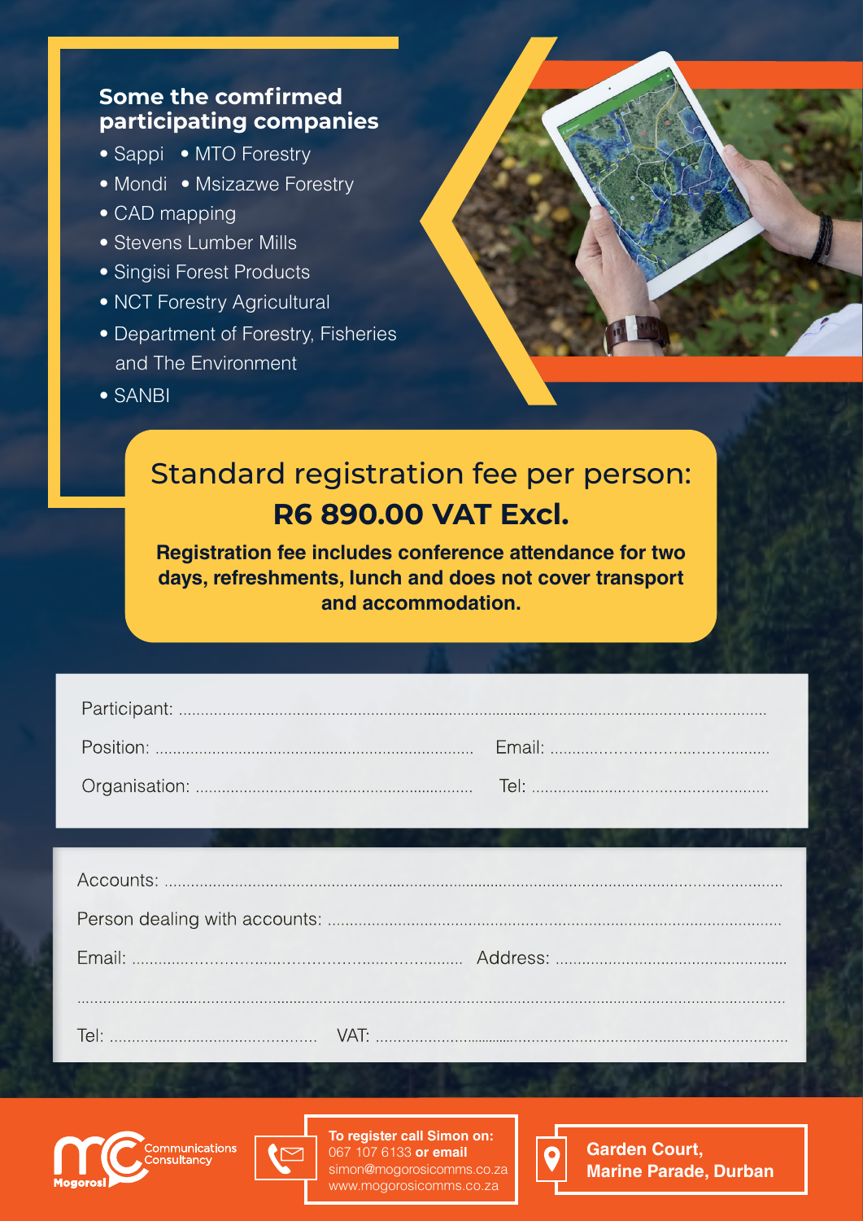## Some the comfirmed participating companies

- Sappi
- MTO Forestry
- Mondi
- Msizazwe Forestry
- CAD mapping
- Stevens Lumber Mills
- Singisi Forest Products
- NCT Forestry Agricultural
- Department of Forestry, Fisheries and The Environment
- SANBI

Standard registration fee per person:

**R6 890.00 VAT Excl.**

**Registration fee includes conference attendance for two days, refreshments, lunch and does not cover transport and accommodation.**

Participant: ..............................................................................................

Position: .................................................. Email: ..................................................

Organisation: .................................................. Tel: ..................................................

Accounts: ..............................................................................................

Person dealing with accounts: ..............................................................................................

Email: .................................................. Address: ..................................................

..............................................................................................

Tel: .................................................. VAT: ..................................................

Mogorosi Communications Consultancy

**To register call Simon on:** 067 107 6133 **or email** simon@mogorosicomms.co.za www.mogorosicomms.co.za

**Garden Court, Marine Parade, Durban**